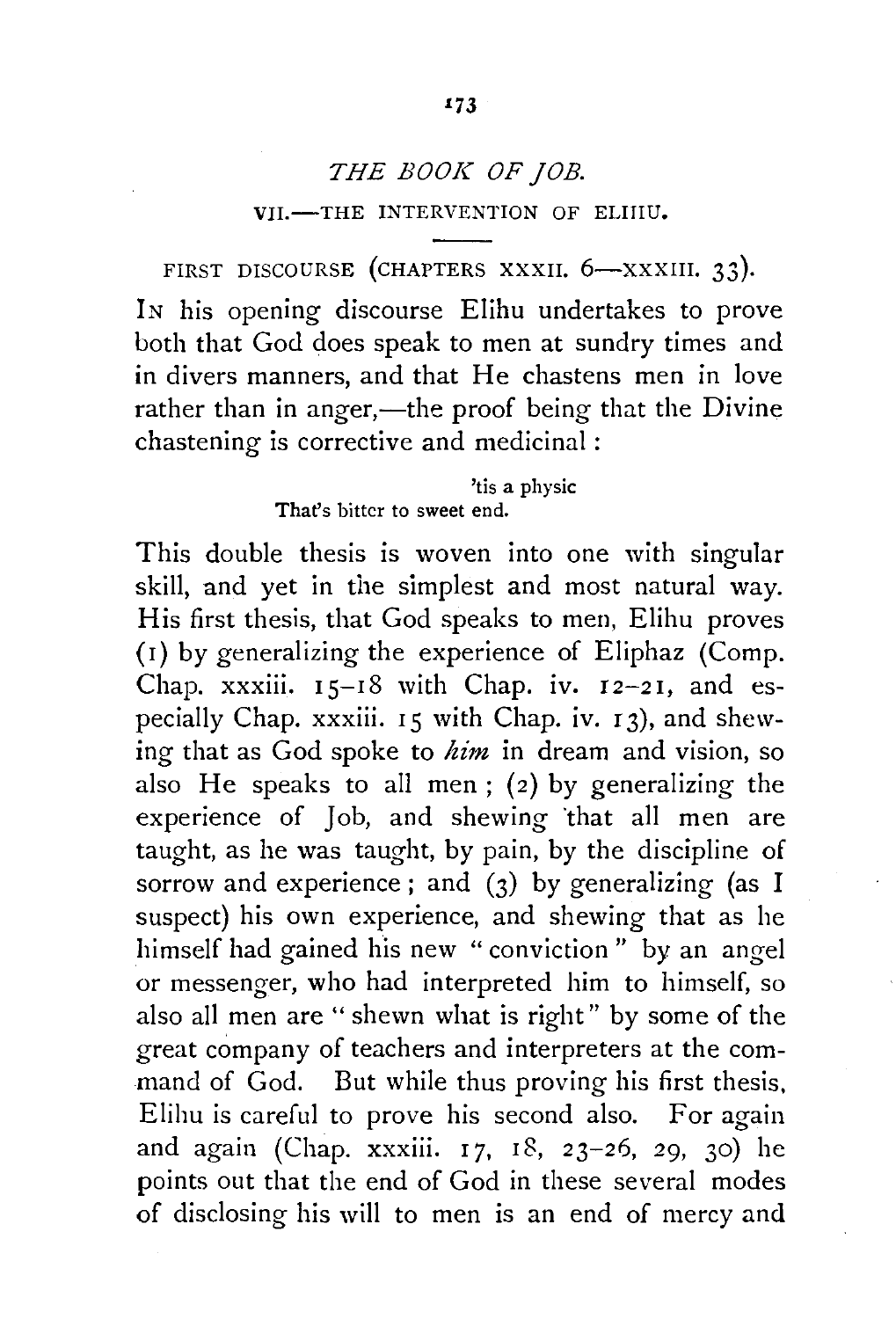## *THE BOOK OF JOB.*

### VII.—THE INTERVENTION OF ELIHU.

FIRST DISCOURSE (CHAPTERS XXXII. 6—XXXIII. 33).

IN his opening discourse Elihu undertakes to prove both that God does speak to men at sundry times and in divers manners, and that He chastens men in love rather than in anger,—the proof being that the Divine chastening is corrective and medicinal:

> 'tis a physic
> That's bitter to sweet end.

This double thesis is woven into one with singular skill, and yet in the simplest and most natural way. His first thesis, that God speaks to men, Elihu proves (1) by generalizing the experience of Eliphaz (Comp. Chap. xxxiii. 15–18 with Chap. iv. 12–21, and especially Chap. xxxiii. 15 with Chap. iv. 13), and shewing that as God spoke to *him* in dream and vision, so also He speaks to all men; (2) by generalizing the experience of Job, and shewing that all men are taught, as he was taught, by pain, by the discipline of sorrow and experience; and (3) by generalizing (as I suspect) his own experience, and shewing that as he himself had gained his new "conviction" by an angel or messenger, who had interpreted him to himself, so also all men are "shewn what is right" by some of the great company of teachers and interpreters at the command of God. But while thus proving his first thesis, Elihu is careful to prove his second also. For again and again (Chap. xxxiii. 17, 18, 23–26, 29, 30) he points out that the end of God in these several modes of disclosing his will to men is an end of mercy and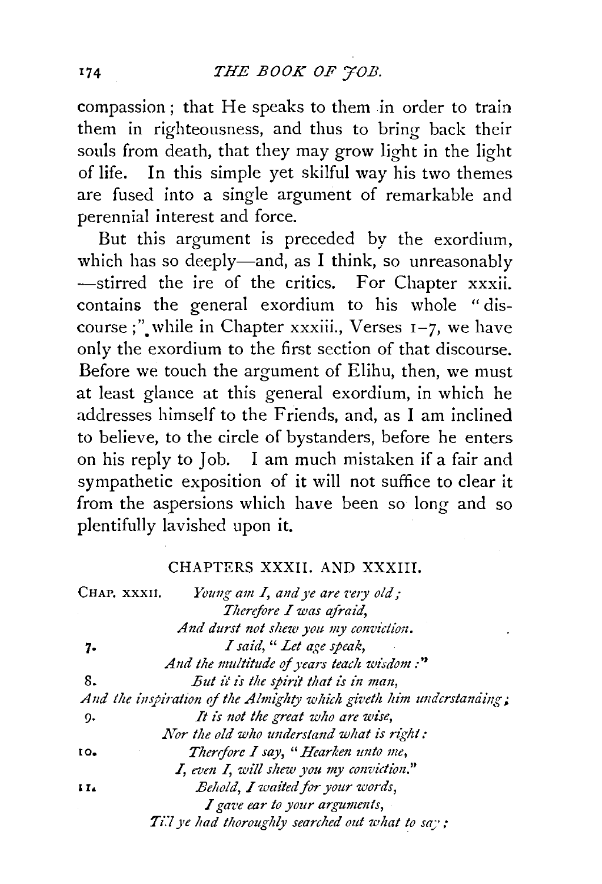compassion; that He speaks to them in order to train them in righteousness, and thus to bring back their souls from death, that they may grow light in the light of life. In this simple yet skilful way his two themes are fused into a single argument of remarkable and perennial interest and force.

But this argument is preceded by the exordium, which has so deeply—and, as I think, so unreasonably—stirred the ire of the critics. For Chapter xxxii. contains the general exordium to his whole "discourse;" while in Chapter xxxiii., Verses 1–7, we have only the exordium to the first section of that discourse. Before we touch the argument of Elihu, then, we must at least glance at this general exordium, in which he addresses himself to the Friends, and, as I am inclined to believe, to the circle of bystanders, before he enters on his reply to Job. I am much mistaken if a fair and sympathetic exposition of it will not suffice to clear it from the aspersions which have been so long and so plentifully lavished upon it.

## CHAPTERS XXXII. AND XXXIII.

CHAP. XXXII. *Young am I, and ye are very old;*
*Therefore I was afraid,*
*And durst not shew you my conviction.*

7. *I said, "Let age speak,*
*And the multitude of years teach wisdom:"*

8. *But it is the spirit that is in man,*
*And the inspiration of the Almighty which giveth him understanding;*

9. *It is not the great who are wise,*
*Nor the old who understand what is right:*

10. *Therefore I say, "Hearken unto me,*
*I, even I, will shew you my conviction."*

11. *Behold, I waited for your words,*
*I gave ear to your arguments,*
*Till ye had thoroughly searched out what to say;*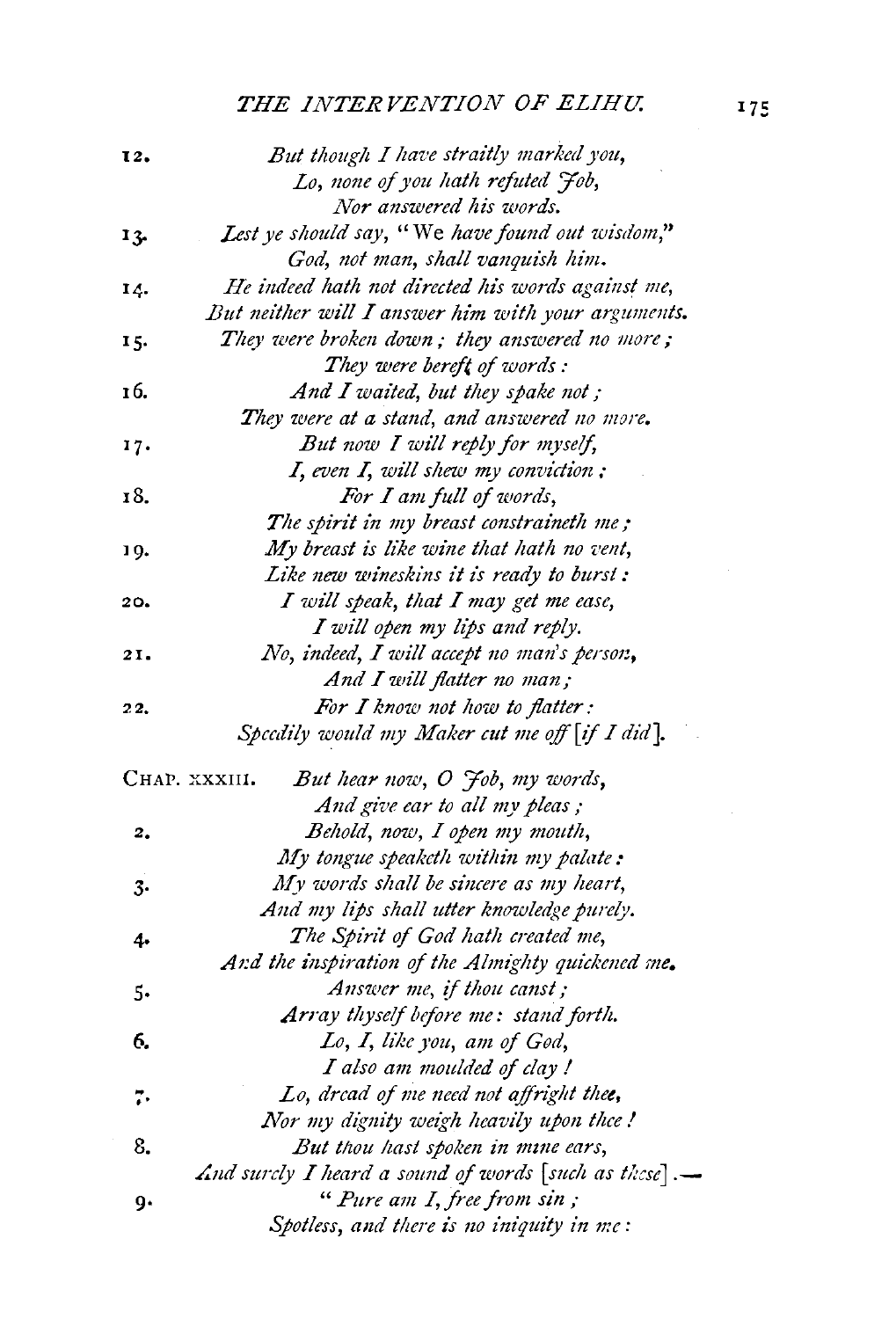12. *But though I have straitly marked you,*
*Lo, none of you hath refuted Job,*
*Nor answered his words.*

13. *Lest ye should say,* "We *have found out wisdom,*"
*God, not man, shall vanquish him.*

14. *He indeed hath not directed his words against me,*
*But neither will I answer him with your arguments.*

15. *They were broken down; they answered no more;*
*They were bereft of words:*

16. *And I waited, but they spake not;*
*They were at a stand, and answered no more.*

17. *But now I will reply for myself,*
*I, even I, will shew my conviction:*

18. *For I am full of words,*
*The spirit in my breast constraineth me;*

19. *My breast is like wine that hath no vent,*
*Like new wineskins it is ready to burst:*

20. *I will speak, that I may get me ease,*
*I will open my lips and reply.*

21. *No, indeed, I will accept no man's person,*
*And I will flatter no man;*

22. *For I know not how to flatter:*
*Speedily would my Maker cut me off [if I did].*

CHAP. XXXIII. *But hear now, O Job, my words,*
*And give ear to all my pleas;*

2. *Behold, now, I open my mouth,*
*My tongue speaketh within my palate:*

3. *My words shall be sincere as my heart,*
*And my lips shall utter knowledge purely.*

4. *The Spirit of God hath created me,*
*And the inspiration of the Almighty quickened me.*

5. *Answer me, if thou canst;*
*Array thyself before me: stand forth.*

6. *Lo, I, like you, am of God,*
*I also am moulded of clay!*

7. *Lo, dread of me need not affright thee,*
*Nor my dignity weigh heavily upon thee!*

8. *But thou hast spoken in mine ears,*
*And surely I heard a sound of words [such as these].*—

9. "*Pure am I, free from sin;*
*Spotless, and there is no iniquity in me:*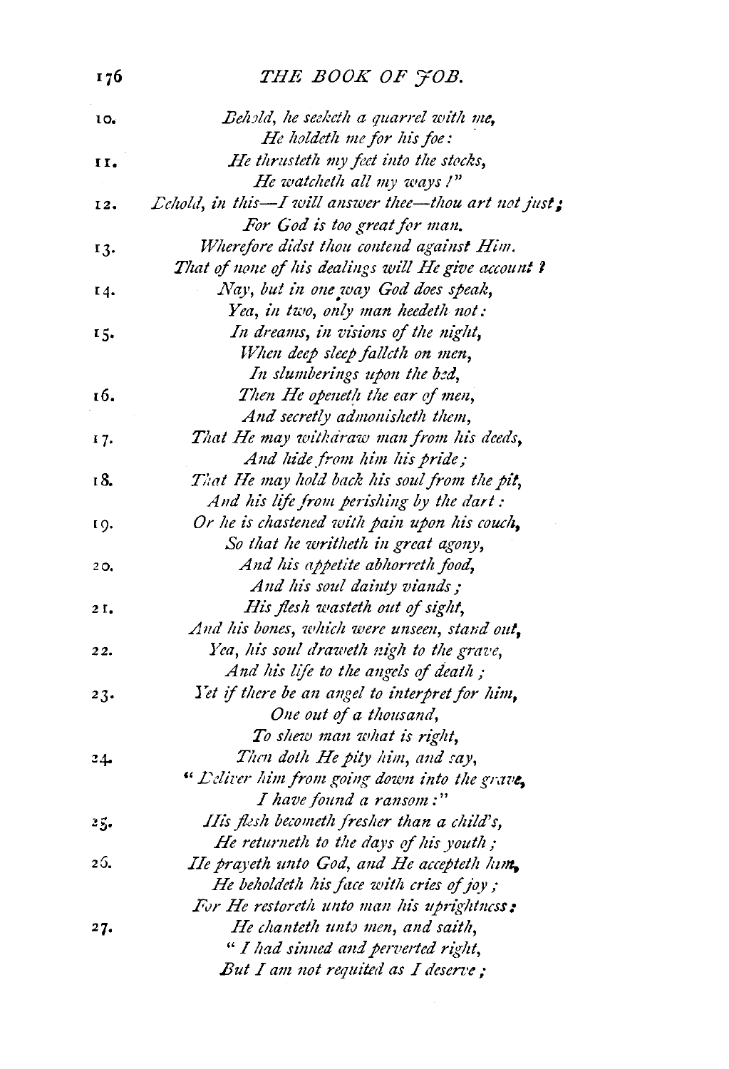10. *Behold, he seeketh a quarrel with me,*
*He holdeth me for his foe:*

11. *He thrusteth my feet into the stocks,*
*He watcheth all my ways!"*

12. *Behold, in this—I will answer thee—thou art not just;*
*For God is too great for man.*

13. *Wherefore didst thou contend against Him.*
*That of none of his dealings will He give account?*

14. *Nay, but in one way God does speak,*
*Yea, in two, only man heedeth not:*

15. *In dreams, in visions of the night,*
*When deep sleep falleth on men,*
*In slumberings upon the bed,*

16. *Then He openeth the ear of men,*
*And secretly admonisheth them,*

17. *That He may withdraw man from his deeds,*
*And hide from him his pride;*

18. *That He may hold back his soul from the pit,*
*And his life from perishing by the dart:*

19. *Or he is chastened with pain upon his couch,*
*So that he writheth in great agony,*

20. *And his appetite abhorreth food,*
*And his soul dainty viands;*

21. *His flesh wasteth out of sight,*
*And his bones, which were unseen, stand out,*

22. *Yea, his soul draweth nigh to the grave,*
*And his life to the angels of death;*

23. *Yet if there be an angel to interpret for him,*
*One out of a thousand,*
*To shew man what is right,*

24. *Then doth He pity him, and say,*
*"Deliver him from going down into the grave,*
*I have found a ransom:"*

25. *His flesh becometh fresher than a child's,*
*He returneth to the days of his youth;*

26. *He prayeth unto God, and He accepteth him,*
*He beholdeth his face with cries of joy;*
*For He restoreth unto man his uprightness:*

27. *He chanteth unto men, and saith,*
*"I had sinned and perverted right,*
*But I am not requited as I deserve;*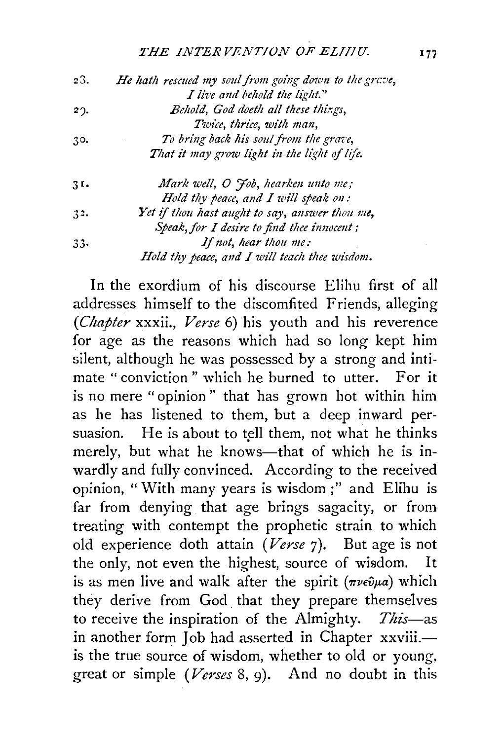28. *He hath rescued my soul from going down to the grave,*
*I live and behold the light."*

29. *Behold, God doeth all these things,*
*Twice, thrice, with man,*

30. *To bring back his soul from the grave,*
*That it may grow light in the light of life.*

31. *Mark well, O Job, hearken unto me;*
*Hold thy peace, and I will speak on:*

32. *Yet if thou hast aught to say, answer thou me,*
*Speak, for I desire to find thee innocent;*

33. *If not, hear thou me:*
*Hold thy peace, and I will teach thee wisdom.*

In the exordium of his discourse Elihu first of all addresses himself to the discomfited Friends, alleging (*Chapter* xxxii., *Verse* 6) his youth and his reverence for age as the reasons which had so long kept him silent, although he was possessed by a strong and intimate "conviction" which he burned to utter. For it is no mere "opinion" that has grown hot within him as he has listened to them, but a deep inward persuasion. He is about to tell them, not what he thinks merely, but what he knows—that of which he is inwardly and fully convinced. According to the received opinion, "With many years is wisdom;" and Elihu is far from denying that age brings sagacity, or from treating with contempt the prophetic strain to which old experience doth attain (*Verse* 7). But age is not the only, not even the highest, source of wisdom. It is as men live and walk after the spirit (πνεῦμα) which they derive from God that they prepare themselves to receive the inspiration of the Almighty. *This*—as in another form Job had asserted in Chapter xxviii.—is the true source of wisdom, whether to old or young, great or simple (*Verses* 8, 9). And no doubt in this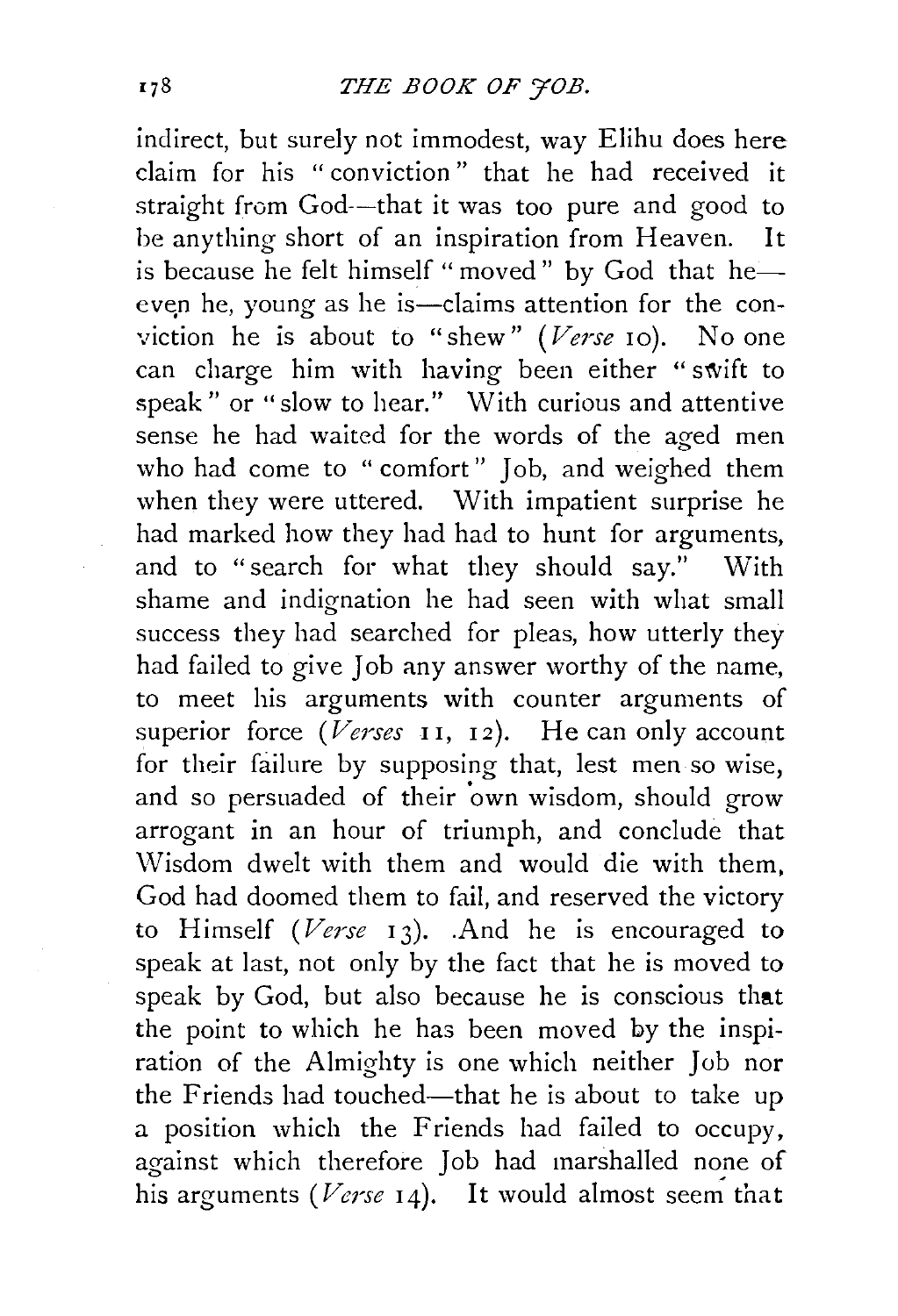indirect, but surely not immodest, way Elihu does here claim for his "conviction" that he had received it straight from God—that it was too pure and good to be anything short of an inspiration from Heaven. It is because he felt himself "moved" by God that he—even he, young as he is—claims attention for the conviction he is about to "shew" (*Verse* 10). No one can charge him with having been either "swift to speak" or "slow to hear." With curious and attentive sense he had waited for the words of the aged men who had come to "comfort" Job, and weighed them when they were uttered. With impatient surprise he had marked how they had had to hunt for arguments, and to "search for what they should say." With shame and indignation he had seen with what small success they had searched for pleas, how utterly they had failed to give Job any answer worthy of the name, to meet his arguments with counter arguments of superior force (*Verses* 11, 12). He can only account for their failure by supposing that, lest men so wise, and so persuaded of their own wisdom, should grow arrogant in an hour of triumph, and conclude that Wisdom dwelt with them and would die with them, God had doomed them to fail, and reserved the victory to Himself (*Verse* 13). And he is encouraged to speak at last, not only by the fact that he is moved to speak by God, but also because he is conscious that the point to which he has been moved by the inspiration of the Almighty is one which neither Job nor the Friends had touched—that he is about to take up a position which the Friends had failed to occupy, against which therefore Job had marshalled none of his arguments (*Verse* 14). It would almost seem that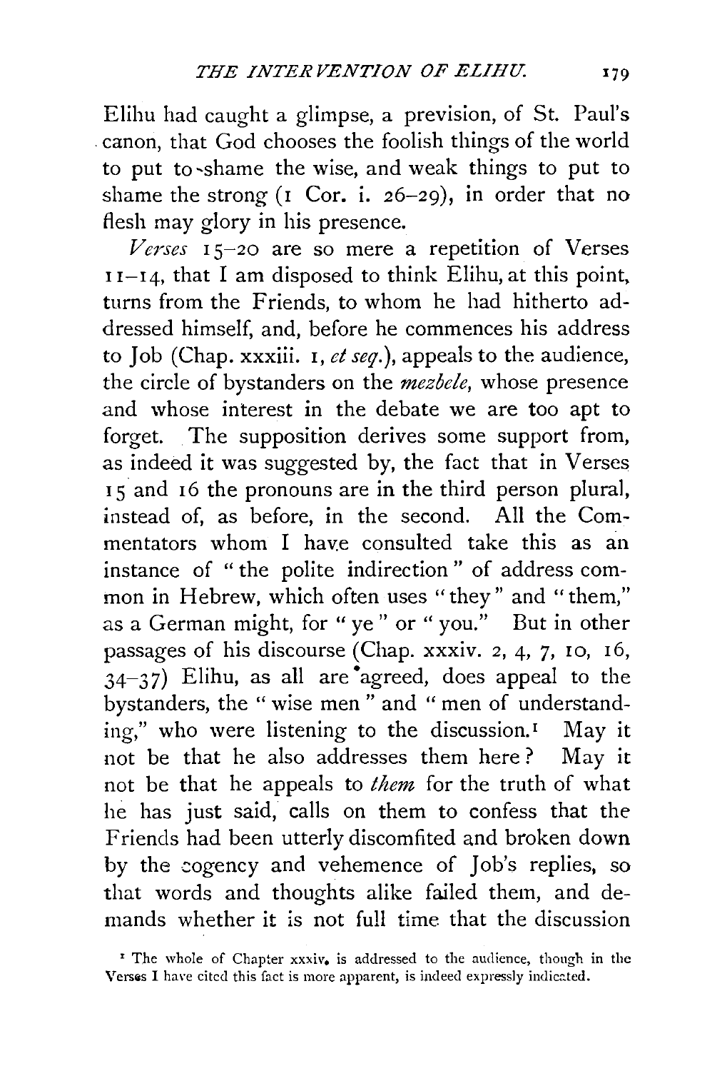Elihu had caught a glimpse, a prevision, of St. Paul's canon, that God chooses the foolish things of the world to put to shame the wise, and weak things to put to shame the strong (1 Cor. i. 26–29), in order that no flesh may glory in his presence.

*Verses* 15–20 are so mere a repetition of Verses 11–14, that I am disposed to think Elihu, at this point, turns from the Friends, to whom he had hitherto addressed himself, and, before he commences his address to Job (Chap. xxxiii. 1, *et seq.*), appeals to the audience, the circle of bystanders on the *mezbele*, whose presence and whose interest in the debate we are too apt to forget. The supposition derives some support from, as indeed it was suggested by, the fact that in Verses 15 and 16 the pronouns are in the third person plural, instead of, as before, in the second. All the Commentators whom I have consulted take this as an instance of "the polite indirection" of address common in Hebrew, which often uses "they" and "them," as a German might, for "ye" or "you." But in other passages of his discourse (Chap. xxxiv. 2, 4, 7, 10, 16, 34–37) Elihu, as all are agreed, does appeal to the bystanders, the "wise men" and "men of understanding," who were listening to the discussion.[1] May it not be that he also addresses them here? May it not be that he appeals to *them* for the truth of what he has just said, calls on them to confess that the Friends had been utterly discomfited and broken down by the cogency and vehemence of Job's replies, so that words and thoughts alike failed them, and demands whether it is not full time that the discussion

[1] The whole of Chapter xxxiv. is addressed to the audience, though in the Verses I have cited this fact is more apparent, is indeed expressly indicated.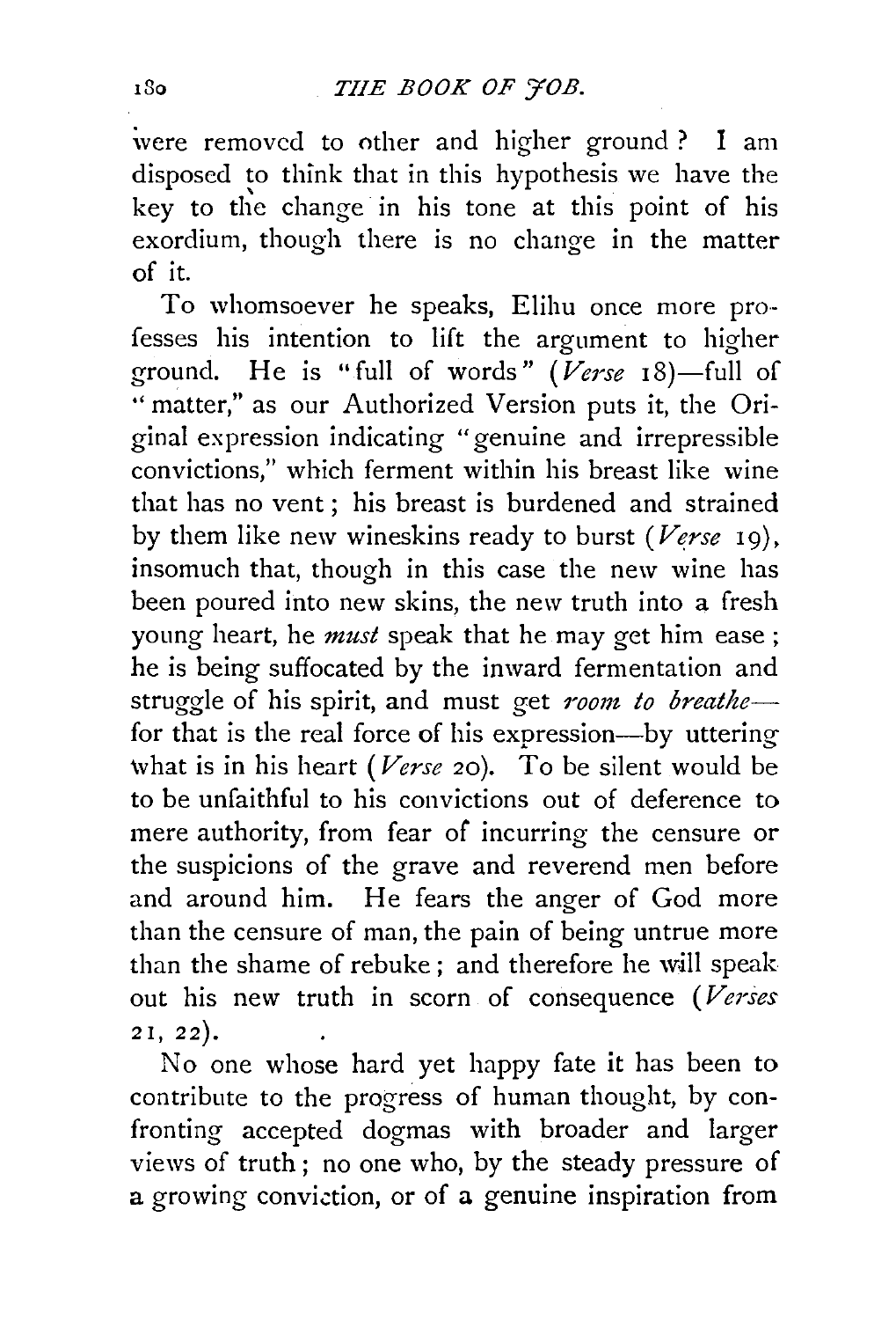were removed to other and higher ground? I am disposed to think that in this hypothesis we have the key to the change in his tone at this point of his exordium, though there is no change in the matter of it.

To whomsoever he speaks, Elihu once more professes his intention to lift the argument to higher ground. He is "full of words" (*Verse* 18)—full of "matter," as our Authorized Version puts it, the Original expression indicating "genuine and irrepressible convictions," which ferment within his breast like wine that has no vent; his breast is burdened and strained by them like new wineskins ready to burst (*Verse* 19), insomuch that, though in this case the new wine has been poured into new skins, the new truth into a fresh young heart, he *must* speak that he may get him ease; he is being suffocated by the inward fermentation and struggle of his spirit, and must get *room to breathe*—for that is the real force of his expression—by uttering what is in his heart (*Verse* 20). To be silent would be to be unfaithful to his convictions out of deference to mere authority, from fear of incurring the censure or the suspicions of the grave and reverend men before and around him. He fears the anger of God more than the censure of man, the pain of being untrue more than the shame of rebuke; and therefore he will speak out his new truth in scorn of consequence (*Verses* 21, 22).

No one whose hard yet happy fate it has been to contribute to the progress of human thought, by confronting accepted dogmas with broader and larger views of truth; no one who, by the steady pressure of a growing conviction, or of a genuine inspiration from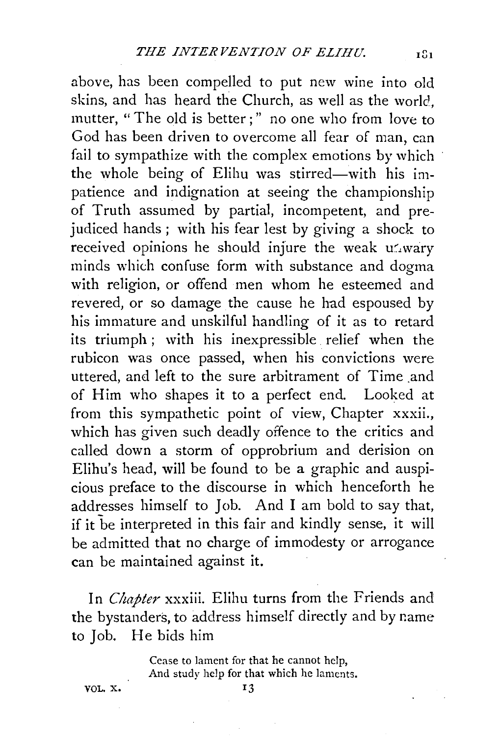above, has been compelled to put new wine into old skins, and has heard the Church, as well as the world, mutter, "The old is better;" no one who from love to God has been driven to overcome all fear of man, can fail to sympathize with the complex emotions by which the whole being of Elihu was stirred—with his impatience and indignation at seeing the championship of Truth assumed by partial, incompetent, and prejudiced hands; with his fear lest by giving a shock to received opinions he should injure the weak unwary minds which confuse form with substance and dogma with religion, or offend men whom he esteemed and revered, or so damage the cause he had espoused by his immature and unskilful handling of it as to retard its triumph; with his inexpressible relief when the rubicon was once passed, when his convictions were uttered, and left to the sure arbitrament of Time and of Him who shapes it to a perfect end. Looked at from this sympathetic point of view, Chapter xxxii., which has given such deadly offence to the critics and called down a storm of opprobrium and derision on Elihu's head, will be found to be a graphic and auspicious preface to the discourse in which henceforth he addresses himself to Job. And I am bold to say that, if it be interpreted in this fair and kindly sense, it will be admitted that no charge of immodesty or arrogance can be maintained against it.

In *Chapter* xxxiii. Elihu turns from the Friends and the bystanders, to address himself directly and by name to Job. He bids him

> Cease to lament for that he cannot help,
> And study help for that which he laments.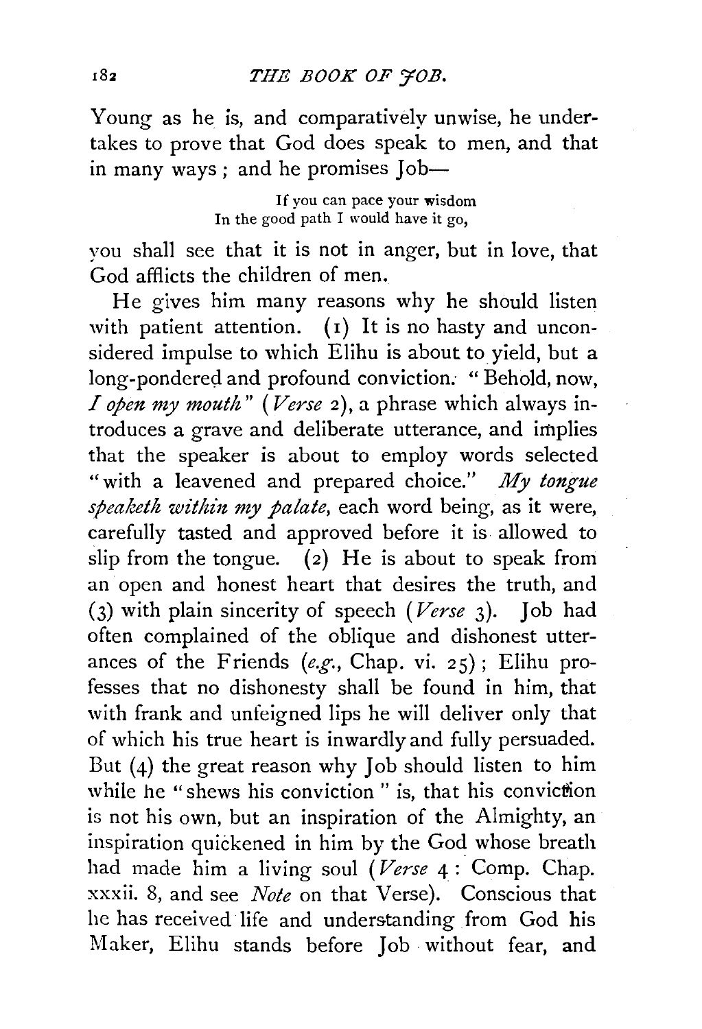Young as he is, and comparatively unwise, he undertakes to prove that God does speak to men, and that in many ways; and he promises Job—

> If you can pace your wisdom
> In the good path I would have it go,

you shall see that it is not in anger, but in love, that God afflicts the children of men.

He gives him many reasons why he should listen with patient attention. (1) It is no hasty and unconsidered impulse to which Elihu is about to yield, but a long-pondered and profound conviction. "Behold, now, *I open my mouth*" (*Verse* 2), a phrase which always introduces a grave and deliberate utterance, and implies that the speaker is about to employ words selected "with a leavened and prepared choice." *My tongue speaketh within my palate*, each word being, as it were, carefully tasted and approved before it is allowed to slip from the tongue. (2) He is about to speak from an open and honest heart that desires the truth, and (3) with plain sincerity of speech (*Verse* 3). Job had often complained of the oblique and dishonest utterances of the Friends (*e.g.*, Chap. vi. 25); Elihu professes that no dishonesty shall be found in him, that with frank and unfeigned lips he will deliver only that of which his true heart is inwardly and fully persuaded. But (4) the great reason why Job should listen to him while he "shews his conviction" is, that his conviction is not his own, but an inspiration of the Almighty, an inspiration quickened in him by the God whose breath had made him a living soul (*Verse* 4: Comp. Chap. xxxii. 8, and see *Note* on that Verse). Conscious that he has received life and understanding from God his Maker, Elihu stands before Job without fear, and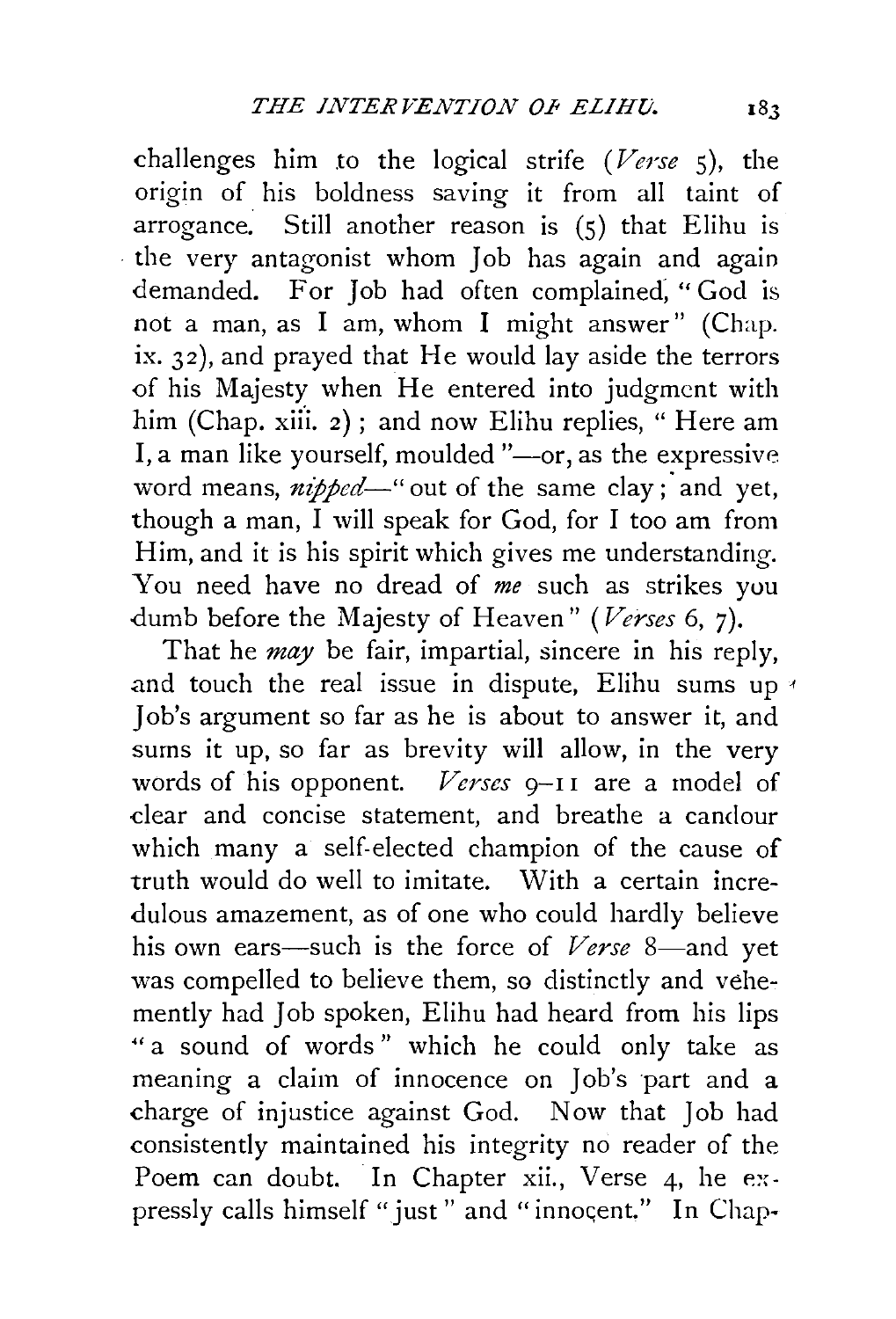challenges him to the logical strife (*Verse* 5), the origin of his boldness saving it from all taint of arrogance. Still another reason is (5) that Elihu is the very antagonist whom Job has again and again demanded. For Job had often complained, "God is not a man, as I am, whom I might answer" (Chap. ix. 32), and prayed that He would lay aside the terrors of his Majesty when He entered into judgment with him (Chap. xiii. 2); and now Elihu replies, "Here am I, a man like yourself, moulded"—or, as the expressive word means, *nipped*—"out of the same clay; and yet, though a man, I will speak for God, for I too am from Him, and it is his spirit which gives me understanding. You need have no dread of *me* such as strikes you dumb before the Majesty of Heaven" (*Verses* 6, 7).

That he *may* be fair, impartial, sincere in his reply, and touch the real issue in dispute, Elihu sums up Job's argument so far as he is about to answer it, and sums it up, so far as brevity will allow, in the very words of his opponent. *Verses* 9–11 are a model of clear and concise statement, and breathe a candour which many a self-elected champion of the cause of truth would do well to imitate. With a certain incredulous amazement, as of one who could hardly believe his own ears—such is the force of *Verse* 8—and yet was compelled to believe them, so distinctly and vehemently had Job spoken, Elihu had heard from his lips "a sound of words" which he could only take as meaning a claim of innocence on Job's part and a charge of injustice against God. Now that Job had consistently maintained his integrity no reader of the Poem can doubt. In Chapter xii., Verse 4, he expressly calls himself "just" and "innocent." In Chap-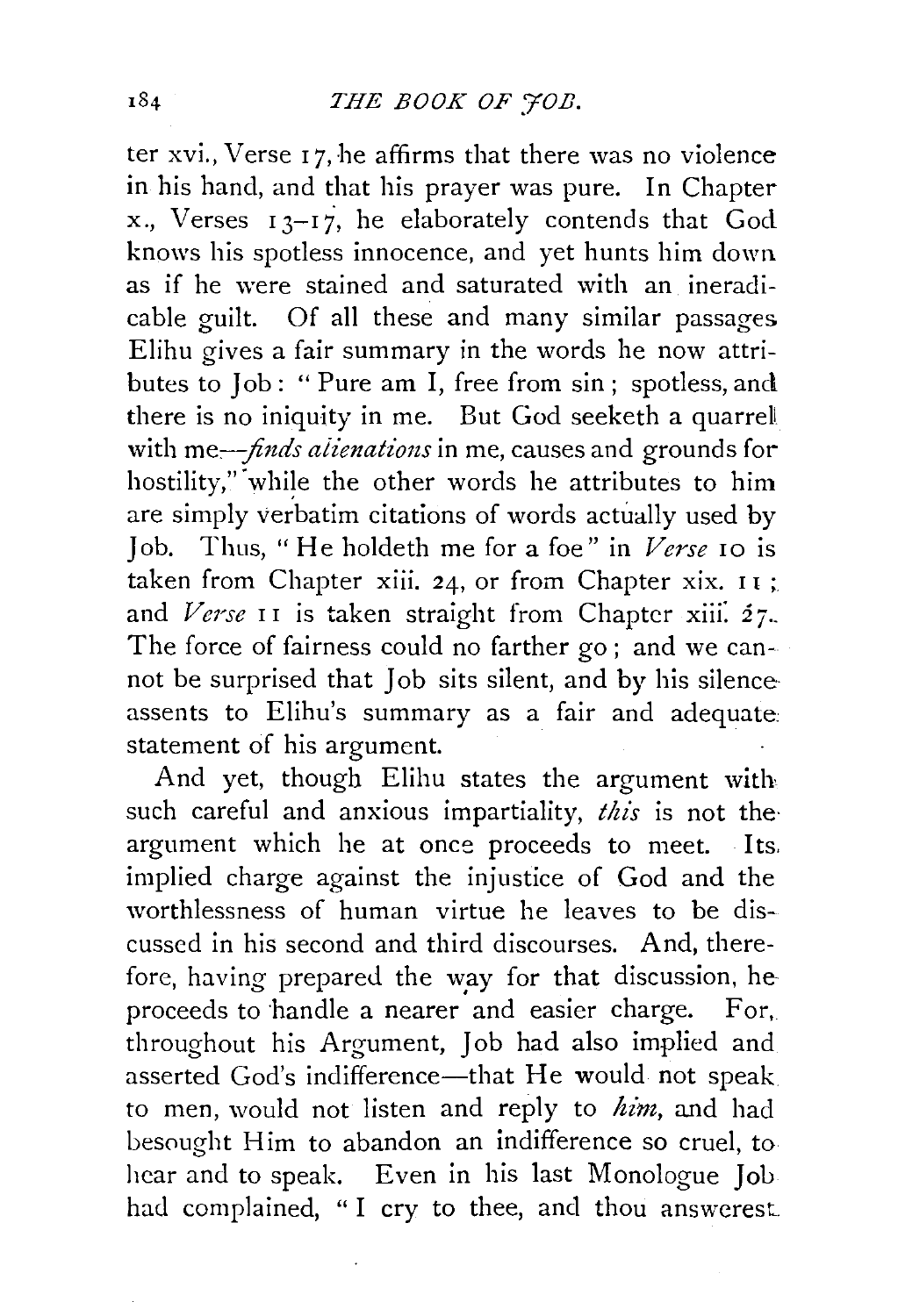ter xvi., Verse 17, he affirms that there was no violence in his hand, and that his prayer was pure. In Chapter x., Verses 13–17, he elaborately contends that God knows his spotless innocence, and yet hunts him down as if he were stained and saturated with an ineradicable guilt. Of all these and many similar passages Elihu gives a fair summary in the words he now attributes to Job: "Pure am I, free from sin; spotless, and there is no iniquity in me. But God seeketh a quarrel with me—*finds alienations* in me, causes and grounds for hostility," while the other words he attributes to him are simply verbatim citations of words actually used by Job. Thus, "He holdeth me for a foe" in *Verse* 10 is taken from Chapter xiii. 24, or from Chapter xix. 11; and *Verse* 11 is taken straight from Chapter xiii. 27. The force of fairness could no farther go; and we cannot be surprised that Job sits silent, and by his silence assents to Elihu's summary as a fair and adequate statement of his argument.

And yet, though Elihu states the argument with such careful and anxious impartiality, *this* is not the argument which he at once proceeds to meet. Its implied charge against the injustice of God and the worthlessness of human virtue he leaves to be discussed in his second and third discourses. And, therefore, having prepared the way for that discussion, he proceeds to handle a nearer and easier charge. For, throughout his Argument, Job had also implied and asserted God's indifference—that He would not speak to men, would not listen and reply to *him*, and had besought Him to abandon an indifference so cruel, to hear and to speak. Even in his last Monologue Job had complained, "I cry to thee, and thou answerest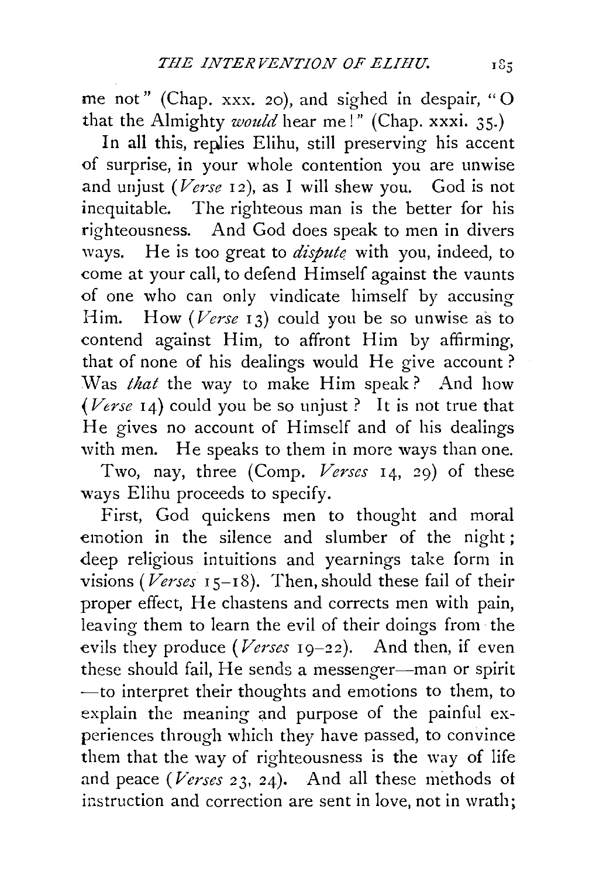me not" (Chap. xxx. 20), and sighed in despair, "O that the Almighty *would* hear me!" (Chap. xxxi. 35.)

In all this, replies Elihu, still preserving his accent of surprise, in your whole contention you are unwise and unjust (*Verse* 12), as I will shew you. God is not inequitable. The righteous man is the better for his righteousness. And God does speak to men in divers ways. He is too great to *dispute* with you, indeed, to come at your call, to defend Himself against the vaunts of one who can only vindicate himself by accusing Him. How (*Verse* 13) could you be so unwise as to contend against Him, to affront Him by affirming, that of none of his dealings would He give account? Was *that* the way to make Him speak? And how (*Verse* 14) could you be so unjust? It is not true that He gives no account of Himself and of his dealings with men. He speaks to them in more ways than one.

Two, nay, three (Comp. *Verses* 14, 29) of these ways Elihu proceeds to specify.

First, God quickens men to thought and moral emotion in the silence and slumber of the night; deep religious intuitions and yearnings take form in visions (*Verses* 15–18). Then, should these fail of their proper effect, He chastens and corrects men with pain, leaving them to learn the evil of their doings from the evils they produce (*Verses* 19–22). And then, if even these should fail, He sends a messenger—man or spirit—to interpret their thoughts and emotions to them, to explain the meaning and purpose of the painful experiences through which they have passed, to convince them that the way of righteousness is the way of life and peace (*Verses* 23, 24). And all these methods of instruction and correction are sent in love, not in wrath;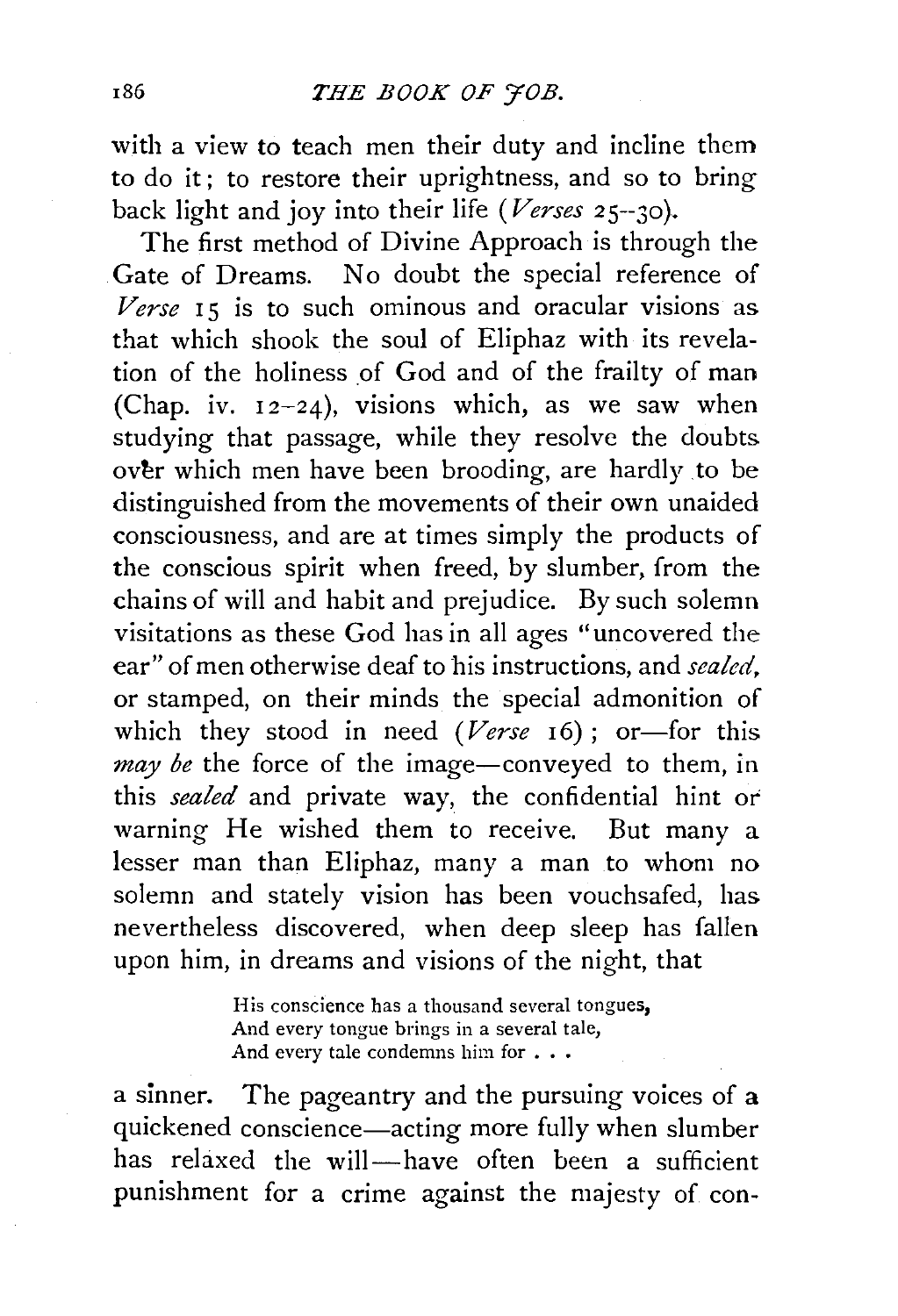with a view to teach men their duty and incline them to do it; to restore their uprightness, and so to bring back light and joy into their life (*Verses* 25–30).

The first method of Divine Approach is through the Gate of Dreams. No doubt the special reference of *Verse* 15 is to such ominous and oracular visions as that which shook the soul of Eliphaz with its revelation of the holiness of God and of the frailty of man (Chap. iv. 12–24), visions which, as we saw when studying that passage, while they resolve the doubts over which men have been brooding, are hardly to be distinguished from the movements of their own unaided consciousness, and are at times simply the products of the conscious spirit when freed, by slumber, from the chains of will and habit and prejudice. By such solemn visitations as these God has in all ages "uncovered the ear" of men otherwise deaf to his instructions, and *sealed*, or stamped, on their minds the special admonition of which they stood in need (*Verse* 16); or—for this *may be* the force of the image—conveyed to them, in this *sealed* and private way, the confidential hint or warning He wished them to receive. But many a lesser man than Eliphaz, many a man to whom no solemn and stately vision has been vouchsafed, has nevertheless discovered, when deep sleep has fallen upon him, in dreams and visions of the night, that

> His conscience has a thousand several tongues,
> And every tongue brings in a several tale,
> And every tale condemns him for . . .

a sinner. The pageantry and the pursuing voices of a quickened conscience—acting more fully when slumber has relaxed the will—have often been a sufficient punishment for a crime against the majesty of con-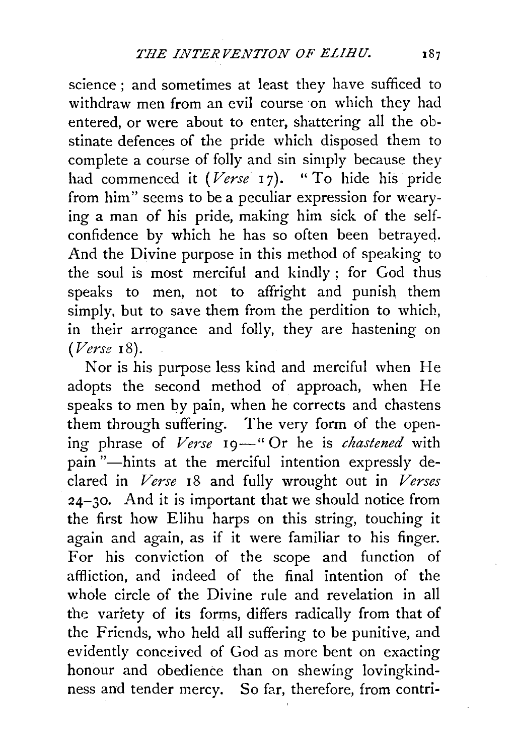science; and sometimes at least they have sufficed to withdraw men from an evil course on which they had entered, or were about to enter, shattering all the obstinate defences of the pride which disposed them to complete a course of folly and sin simply because they had commenced it (*Verse* 17). "To hide his pride from him" seems to be a peculiar expression for wearying a man of his pride, making him sick of the self-confidence by which he has so often been betrayed. And the Divine purpose in this method of speaking to the soul is most merciful and kindly; for God thus speaks to men, not to affright and punish them simply, but to save them from the perdition to which, in their arrogance and folly, they are hastening on (*Verse* 18).

Nor is his purpose less kind and merciful when He adopts the second method of approach, when He speaks to men by pain, when he corrects and chastens them through suffering. The very form of the opening phrase of *Verse* 19—"Or he is *chastened* with pain"—hints at the merciful intention expressly declared in *Verse* 18 and fully wrought out in *Verses* 24–30. And it is important that we should notice from the first how Elihu harps on this string, touching it again and again, as if it were familiar to his finger. For his conviction of the scope and function of affliction, and indeed of the final intention of the whole circle of the Divine rule and revelation in all the variety of its forms, differs radically from that of the Friends, who held all suffering to be punitive, and evidently conceived of God as more bent on exacting honour and obedience than on shewing lovingkindness and tender mercy. So far, therefore, from contri-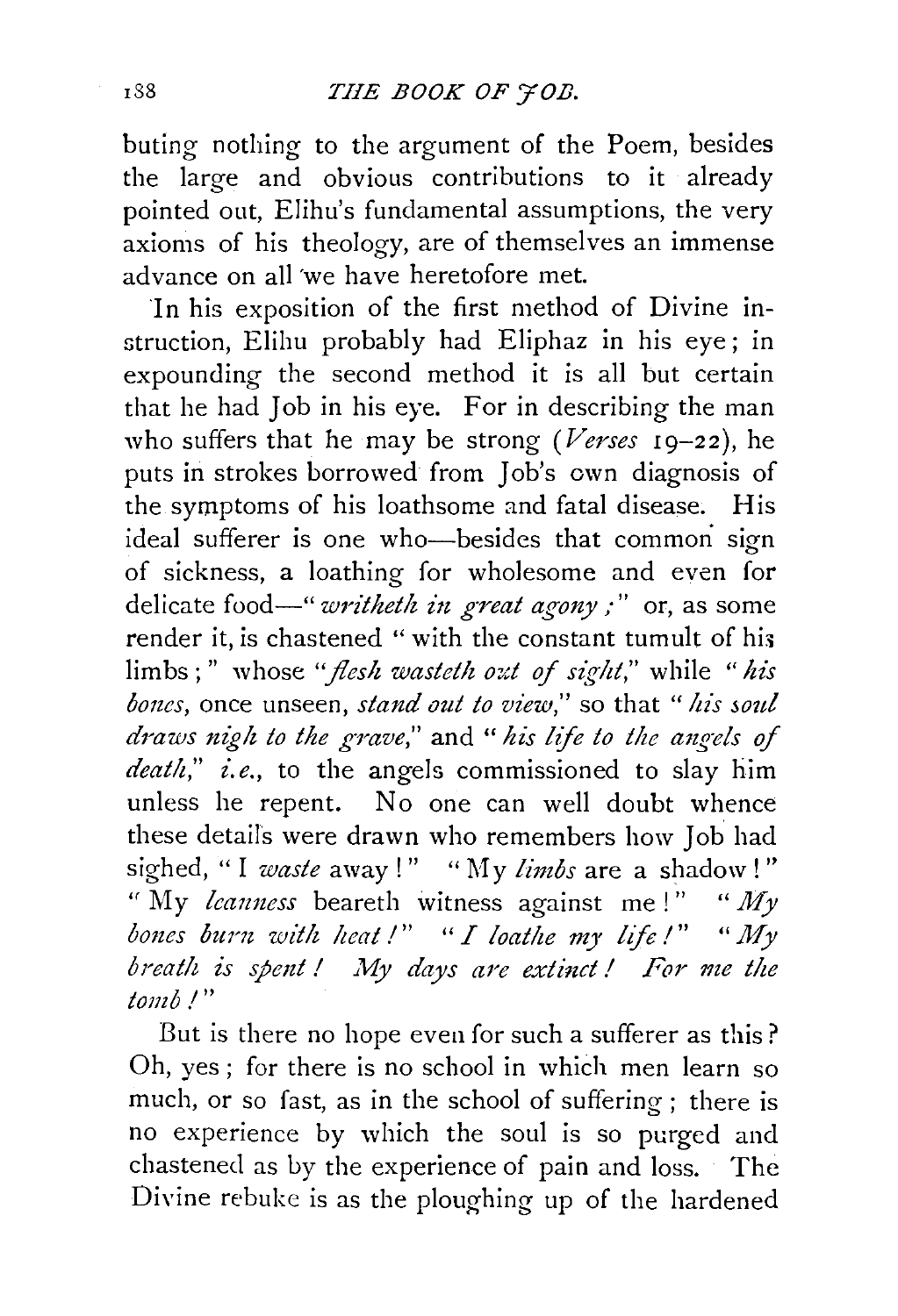buting nothing to the argument of the Poem, besides the large and obvious contributions to it already pointed out, Elihu's fundamental assumptions, the very axioms of his theology, are of themselves an immense advance on all we have heretofore met.

In his exposition of the first method of Divine instruction, Elihu probably had Eliphaz in his eye; in expounding the second method it is all but certain that he had Job in his eye. For in describing the man who suffers that he may be strong (*Verses* 19–22), he puts in strokes borrowed from Job's own diagnosis of the symptoms of his loathsome and fatal disease. His ideal sufferer is one who—besides that common sign of sickness, a loathing for wholesome and even for delicate food—"*writheth in great agony;*" or, as some render it, is chastened "with the constant tumult of his limbs;" whose "*flesh wasteth out of sight,*" while "*his bones,* once unseen, *stand out to view,*" so that "*his soul draws nigh to the grave,*" and "*his life to the angels of death,*" *i.e.,* to the angels commissioned to slay him unless he repent. No one can well doubt whence these details were drawn who remembers how Job had sighed, "I *waste* away!" "My *limbs* are a shadow!" "My *leanness* beareth witness against me!" "*My bones burn with heat!*" "*I loathe my life!*" "*My breath is spent! My days are extinct! For me the tomb!*"

But is there no hope even for such a sufferer as this? Oh, yes; for there is no school in which men learn so much, or so fast, as in the school of suffering; there is no experience by which the soul is so purged and chastened as by the experience of pain and loss. The Divine rebuke is as the ploughing up of the hardened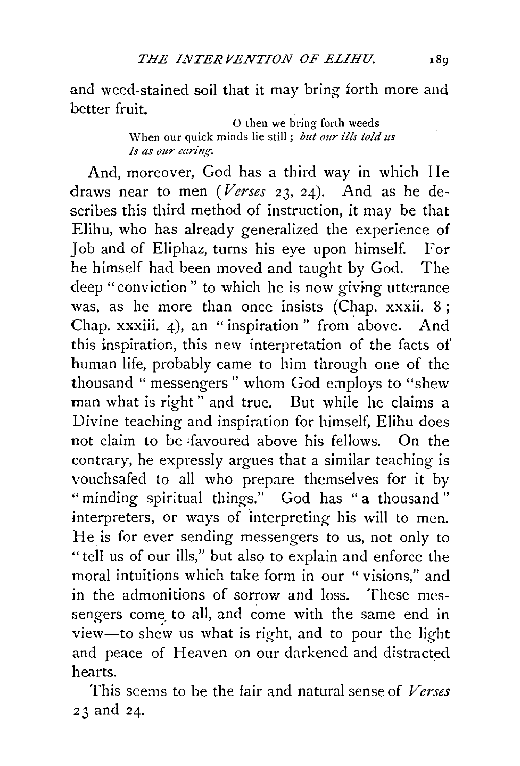and weed-stained soil that it may bring forth more and better fruit.

> O then we bring forth weeds
> When our quick minds lie still; *but our ills told us*
> *Is as our earing.*

And, moreover, God has a third way in which He draws near to men (*Verses* 23, 24). And as he describes this third method of instruction, it may be that Elihu, who has already generalized the experience of Job and of Eliphaz, turns his eye upon himself. For he himself had been moved and taught by God. The deep "conviction" to which he is now giving utterance was, as he more than once insists (Chap. xxxii. 8; Chap. xxxiii. 4), an "inspiration" from above. And this inspiration, this new interpretation of the facts of human life, probably came to him through one of the thousand "messengers" whom God employs to "shew man what is right" and true. But while he claims a Divine teaching and inspiration for himself, Elihu does not claim to be favoured above his fellows. On the contrary, he expressly argues that a similar teaching is vouchsafed to all who prepare themselves for it by "minding spiritual things." God has "a thousand" interpreters, or ways of interpreting his will to men. He is for ever sending messengers to us, not only to "tell us of our ills," but also to explain and enforce the moral intuitions which take form in our "visions," and in the admonitions of sorrow and loss. These messengers come to all, and come with the same end in view—to shew us what is right, and to pour the light and peace of Heaven on our darkened and distracted hearts.

This seems to be the fair and natural sense of *Verses* 23 and 24.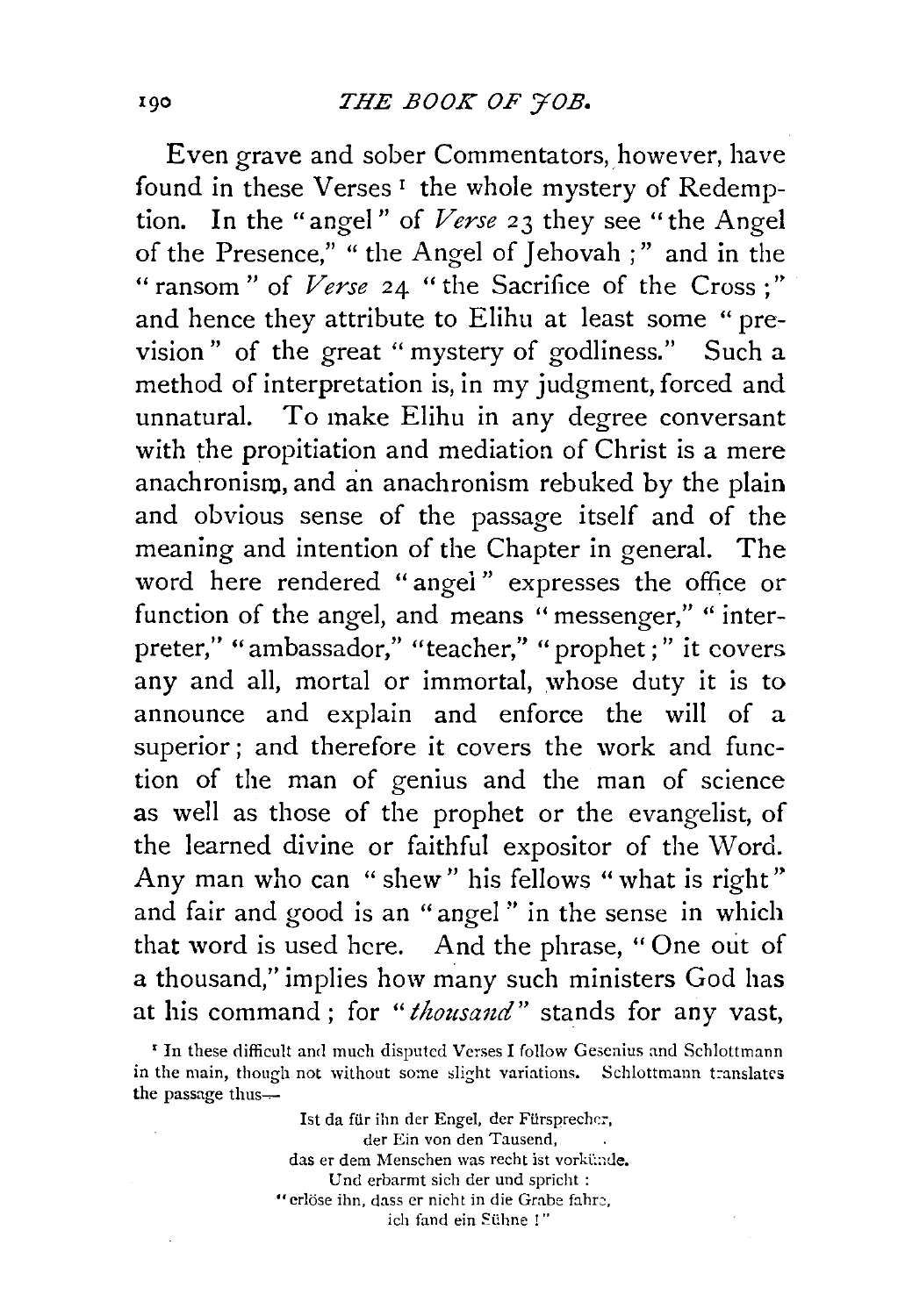Even grave and sober Commentators, however, have found in these Verses [1] the whole mystery of Redemption. In the "angel" of *Verse* 23 they see "the Angel of the Presence," "the Angel of Jehovah;" and in the "ransom" of *Verse* 24 "the Sacrifice of the Cross;" and hence they attribute to Elihu at least some "prevision" of the great "mystery of godliness." Such a method of interpretation is, in my judgment, forced and unnatural. To make Elihu in any degree conversant with the propitiation and mediation of Christ is a mere anachronism, and an anachronism rebuked by the plain and obvious sense of the passage itself and of the meaning and intention of the Chapter in general. The word here rendered "angel" expresses the office or function of the angel, and means "messenger," "interpreter," "ambassador," "teacher," "prophet;" it covers any and all, mortal or immortal, whose duty it is to announce and explain and enforce the will of a superior; and therefore it covers the work and function of the man of genius and the man of science as well as those of the prophet or the evangelist, of the learned divine or faithful expositor of the Word. Any man who can "shew" his fellows "what is right" and fair and good is an "angel" in the sense in which that word is used here. And the phrase, "One out of a thousand," implies how many such ministers God has at his command; for "*thousand*" stands for any vast,

[1] In these difficult and much disputed Verses I follow Gesenius and Schlottmann in the main, though not without some slight variations. Schlottmann translates the passage thus—

> Ist da für ihn der Engel, der Fürsprecher,
> der Ein von den Tausend,
> das er dem Menschen was recht ist verkünde.
> Und erbarmt sich der und spricht:
> "erlöse ihn, dass er nicht in die Grabe fahre,
> ich fand ein Sühne!"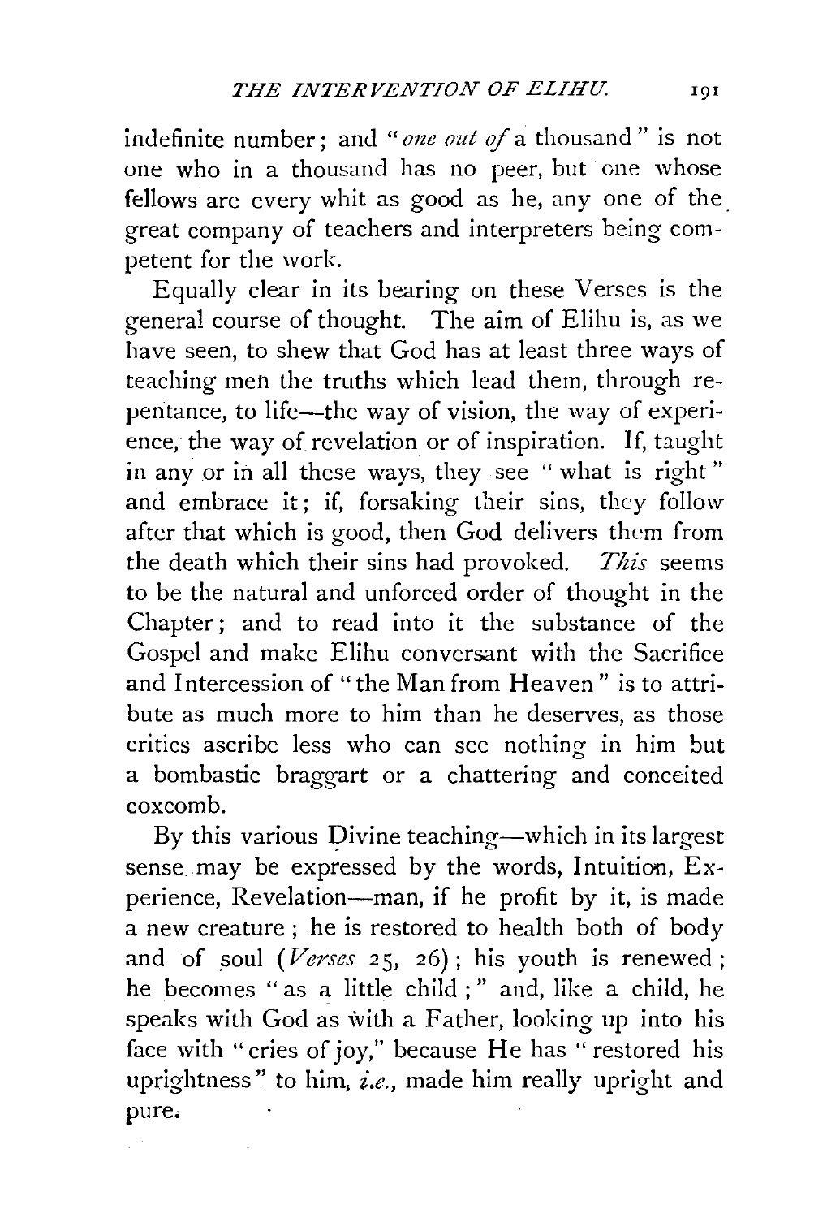indefinite number; and "*one out of* a thousand" is not one who in a thousand has no peer, but one whose fellows are every whit as good as he, any one of the great company of teachers and interpreters being competent for the work.

Equally clear in its bearing on these Verses is the general course of thought. The aim of Elihu is, as we have seen, to shew that God has at least three ways of teaching men the truths which lead them, through repentance, to life—the way of vision, the way of experience, the way of revelation or of inspiration. If, taught in any or in all these ways, they see "what is right" and embrace it; if, forsaking their sins, they follow after that which is good, then God delivers them from the death which their sins had provoked. *This* seems to be the natural and unforced order of thought in the Chapter; and to read into it the substance of the Gospel and make Elihu conversant with the Sacrifice and Intercession of "the Man from Heaven" is to attribute as much more to him than he deserves, as those critics ascribe less who can see nothing in him but a bombastic braggart or a chattering and conceited coxcomb.

By this various Divine teaching—which in its largest sense may be expressed by the words, Intuition, Experience, Revelation—man, if he profit by it, is made a new creature; he is restored to health both of body and of soul (*Verses* 25, 26); his youth is renewed; he becomes "as a little child;" and, like a child, he speaks with God as with a Father, looking up into his face with "cries of joy," because He has "restored his uprightness" to him, *i.e.*, made him really upright and pure.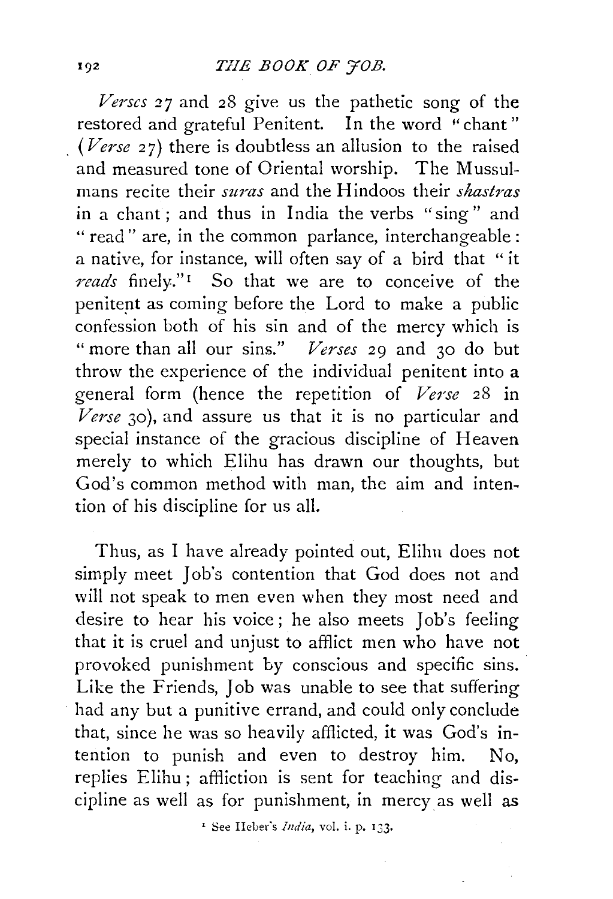*Verses* 27 and 28 give us the pathetic song of the restored and grateful Penitent. In the word "chant" (*Verse* 27) there is doubtless an allusion to the raised and measured tone of Oriental worship. The Mussulmans recite their *suras* and the Hindoos their *shastras* in a chant; and thus in India the verbs "sing" and "read" are, in the common parlance, interchangeable: a native, for instance, will often say of a bird that "it *reads* finely."[1] So that we are to conceive of the penitent as coming before the Lord to make a public confession both of his sin and of the mercy which is "more than all our sins." *Verses* 29 and 30 do but throw the experience of the individual penitent into a general form (hence the repetition of *Verse* 28 in *Verse* 30), and assure us that it is no particular and special instance of the gracious discipline of Heaven merely to which Elihu has drawn our thoughts, but God's common method with man, the aim and intention of his discipline for us all.

Thus, as I have already pointed out, Elihu does not simply meet Job's contention that God does not and will not speak to men even when they most need and desire to hear his voice; he also meets Job's feeling that it is cruel and unjust to afflict men who have not provoked punishment by conscious and specific sins. Like the Friends, Job was unable to see that suffering had any but a punitive errand, and could only conclude that, since he was so heavily afflicted, it was God's intention to punish and even to destroy him. No, replies Elihu; affliction is sent for teaching and discipline as well as for punishment, in mercy as well as

[1] See Heber's *India*, vol. i. p. 133.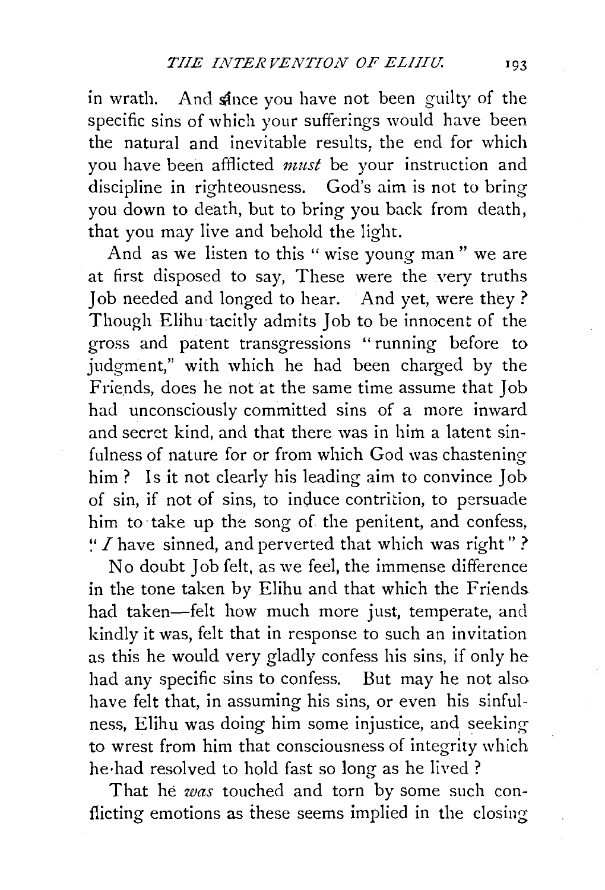in wrath. And since you have not been guilty of the specific sins of which your sufferings would have been the natural and inevitable results, the end for which you have been afflicted *must* be your instruction and discipline in righteousness. God's aim is not to bring you down to death, but to bring you back from death, that you may live and behold the light.

And as we listen to this "wise young man" we are at first disposed to say, These were the very truths Job needed and longed to hear. And yet, were they? Though Elihu tacitly admits Job to be innocent of the gross and patent transgressions "running before to judgment," with which he had been charged by the Friends, does he not at the same time assume that Job had unconsciously committed sins of a more inward and secret kind, and that there was in him a latent sinfulness of nature for or from which God was chastening him? Is it not clearly his leading aim to convince Job of sin, if not of sins, to induce contrition, to persuade him to take up the song of the penitent, and confess, "*I* have sinned, and perverted that which was right"?

No doubt Job felt, as we feel, the immense difference in the tone taken by Elihu and that which the Friends had taken—felt how much more just, temperate, and kindly it was, felt that in response to such an invitation as this he would very gladly confess his sins, if only he had any specific sins to confess. But may he not also have felt that, in assuming his sins, or even his sinfulness, Elihu was doing him some injustice, and seeking to wrest from him that consciousness of integrity which he had resolved to hold fast so long as he lived?

That he *was* touched and torn by some such conflicting emotions as these seems implied in the closing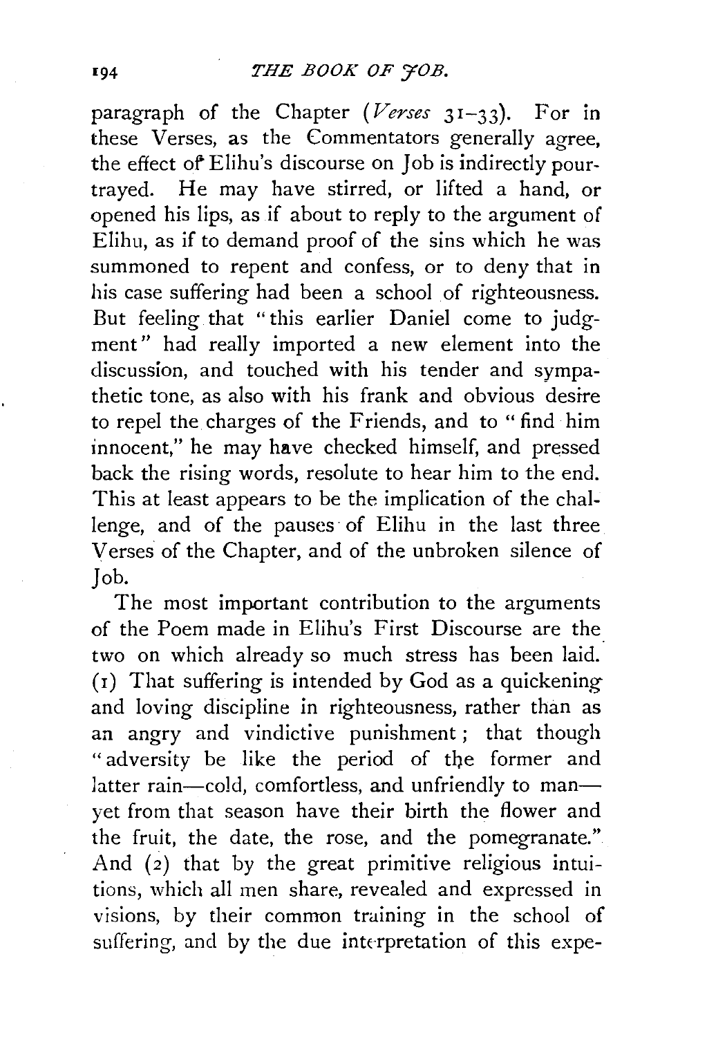paragraph of the Chapter (*Verses* 31–33). For in these Verses, as the Commentators generally agree, the effect of Elihu's discourse on Job is indirectly pourtrayed. He may have stirred, or lifted a hand, or opened his lips, as if about to reply to the argument of Elihu, as if to demand proof of the sins which he was summoned to repent and confess, or to deny that in his case suffering had been a school of righteousness. But feeling that "this earlier Daniel come to judgment" had really imported a new element into the discussion, and touched with his tender and sympathetic tone, as also with his frank and obvious desire to repel the charges of the Friends, and to "find him innocent," he may have checked himself, and pressed back the rising words, resolute to hear him to the end. This at least appears to be the implication of the challenge, and of the pauses of Elihu in the last three Verses of the Chapter, and of the unbroken silence of Job.

The most important contribution to the arguments of the Poem made in Elihu's First Discourse are the two on which already so much stress has been laid. (1) That suffering is intended by God as a quickening and loving discipline in righteousness, rather than as an angry and vindictive punishment; that though "adversity be like the period of the former and latter rain—cold, comfortless, and unfriendly to man—yet from that season have their birth the flower and the fruit, the date, the rose, and the pomegranate." And (2) that by the great primitive religious intuitions, which all men share, revealed and expressed in visions, by their common training in the school of suffering, and by the due interpretation of this expe-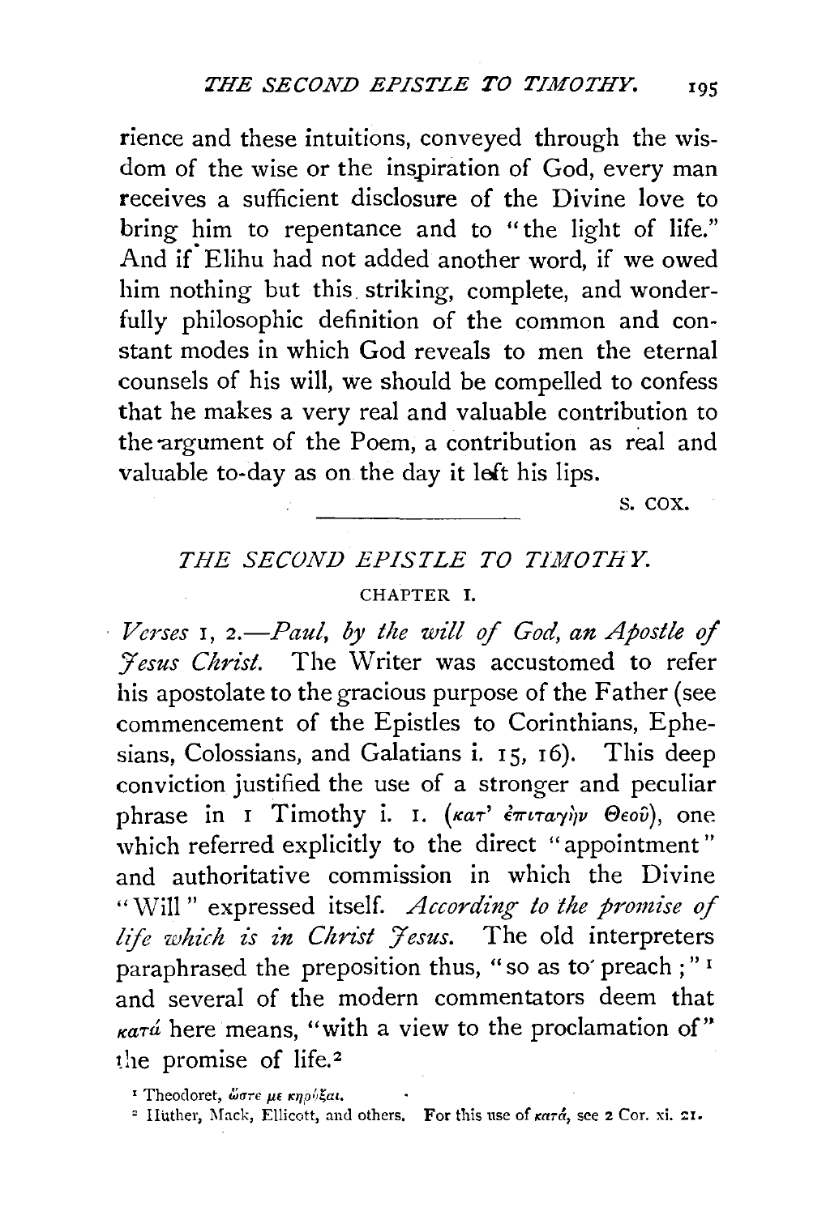rience and these intuitions, conveyed through the wisdom of the wise or the inspiration of God, every man receives a sufficient disclosure of the Divine love to bring him to repentance and to "the light of life." And if Elihu had not added another word, if we owed him nothing but this striking, complete, and wonderfully philosophic definition of the common and constant modes in which God reveals to men the eternal counsels of his will, we should be compelled to confess that he makes a very real and valuable contribution to the argument of the Poem, a contribution as real and valuable to-day as on the day it left his lips.

S. COX.

---

## *THE SECOND EPISTLE TO TIMOTHY.*

### CHAPTER I.

*Verses* 1, 2.—*Paul, by the will of God, an Apostle of Jesus Christ.* The Writer was accustomed to refer his apostolate to the gracious purpose of the Father (see commencement of the Epistles to Corinthians, Ephesians, Colossians, and Galatians i. 15, 16). This deep conviction justified the use of a stronger and peculiar phrase in 1 Timothy i. 1. (κατ' ἐπιταγὴν Θεοῦ), one which referred explicitly to the direct "appointment" and authoritative commission in which the Divine "Will" expressed itself. *According to the promise of life which is in Christ Jesus.* The old interpreters paraphrased the preposition thus, "so as to preach;" [1] and several of the modern commentators deem that κατά here means, "with a view to the proclamation of" the promise of life.[2]

[1] Theodoret, ὥστε με κηρύξαι.

[2] Huther, Mack, Ellicott, and others. For this use of κατά, see 2 Cor. xi. 21.